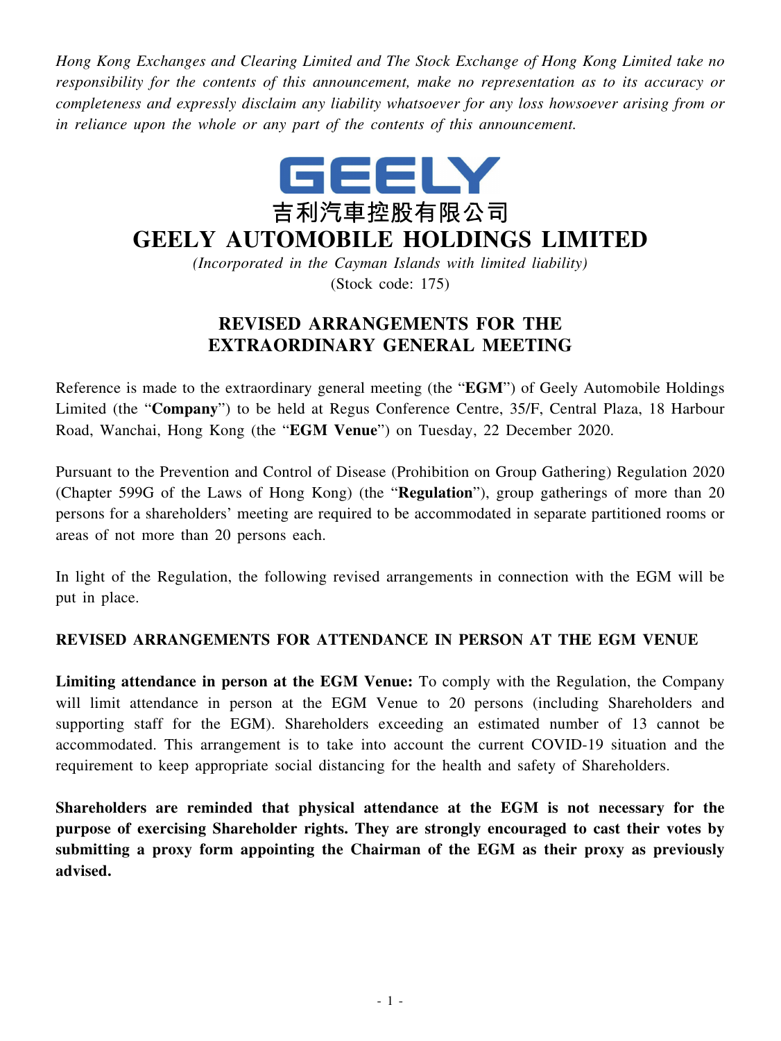*Hong Kong Exchanges and Clearing Limited and The Stock Exchange of Hong Kong Limited take no responsibility for the contents of this announcement, make no representation as to its accuracy or completeness and expressly disclaim any liability whatsoever for any loss howsoever arising from or in reliance upon the whole or any part of the contents of this announcement.*

GEELY

吉利汽車控股有限公司

# GEELY AUTOMOBILE HOLDINGS LIMITED

*(Incorporated in the Cayman Islands with limited liability)*

(Stock code: 175)

## REVISED ARRANGEMENTS FOR THE EXTRAORDINARY GENERAL MEETING

Reference is made to the extraordinary general meeting (the "**EGM**") of Geely Automobile Holdings Limited (the "**Company**") to be held at Regus Conference Centre, 35/F, Central Plaza, 18 Harbour Road, Wanchai, Hong Kong (the "**EGM Venue**") on Tuesday, 22 December 2020.

Pursuant to the Prevention and Control of Disease (Prohibition on Group Gathering) Regulation 2020 (Chapter 599G of the Laws of Hong Kong) (the "**Regulation**"), group gatherings of more than 20 persons for a shareholders' meeting are required to be accommodated in separate partitioned rooms or areas of not more than 20 persons each.

In light of the Regulation, the following revised arrangements in connection with the EGM will be put in place.

### REVISED ARRANGEMENTS FOR ATTENDANCE IN PERSON AT THE EGM VENUE

**Limiting attendance in person at the EGM Venue:** To comply with the Regulation, the Company will limit attendance in person at the EGM Venue to 20 persons (including Shareholders and supporting staff for the EGM). Shareholders exceeding an estimated number of 13 cannot be accommodated. This arrangement is to take into account the current COVID-19 situation and the requirement to keep appropriate social distancing for the health and safety of Shareholders.

**Shareholders are reminded that physical attendance at the EGM is not necessary for the purpose of exercising Shareholder rights. They are strongly encouraged to cast their votes by submitting a proxy form appointing the Chairman of the EGM as their proxy as previously advised.**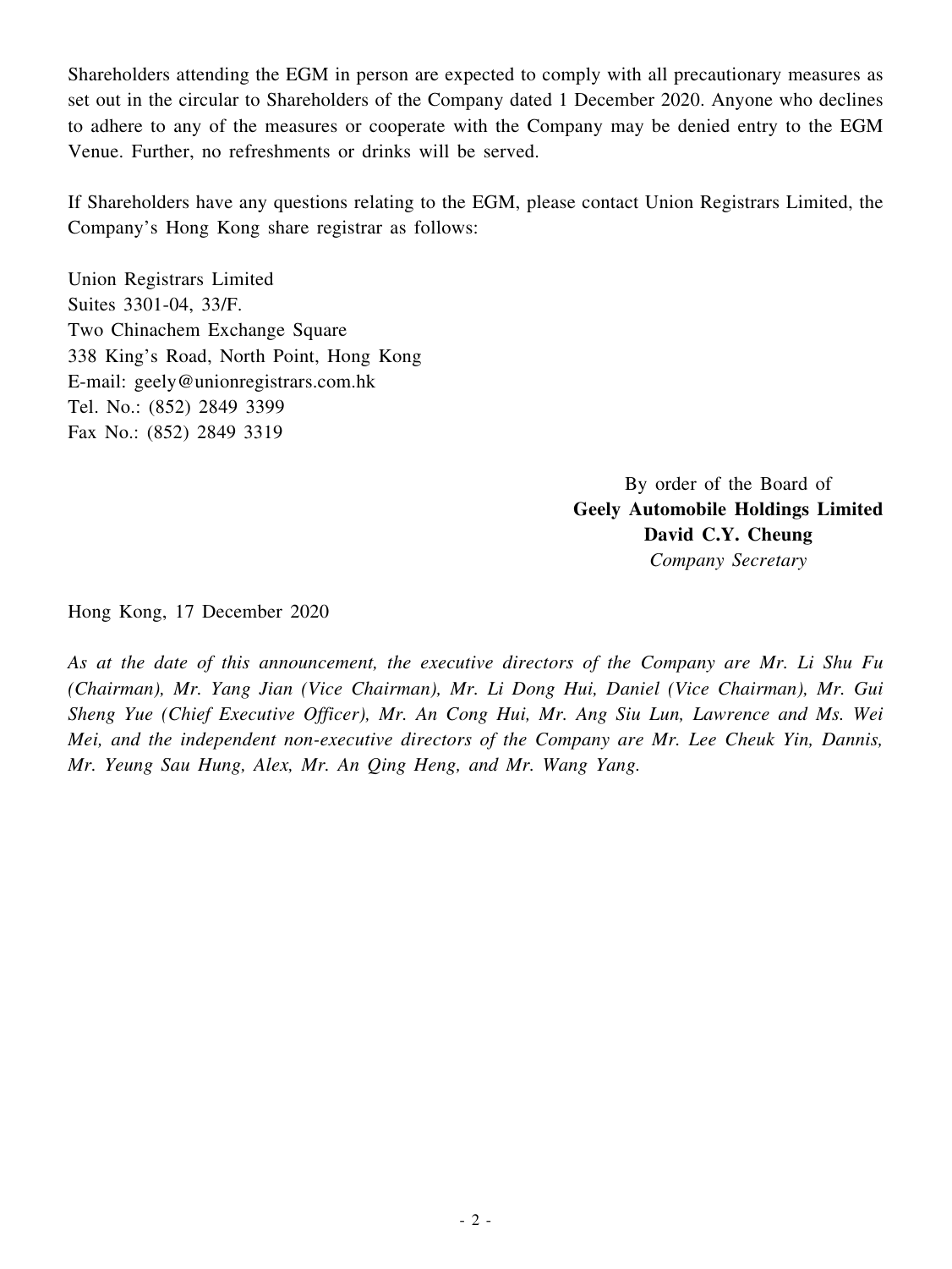Shareholders attending the EGM in person are expected to comply with all precautionary measures as set out in the circular to Shareholders of the Company dated 1 December 2020. Anyone who declines to adhere to any of the measures or cooperate with the Company may be denied entry to the EGM Venue. Further, no refreshments or drinks will be served.

If Shareholders have any questions relating to the EGM, please contact Union Registrars Limited, the Company's Hong Kong share registrar as follows:

Union Registrars Limited
Suites 3301-04, 33/F.
Two Chinachem Exchange Square
338 King's Road, North Point, Hong Kong
E-mail: geely@unionregistrars.com.hk
Tel. No.: (852) 2849 3399
Fax No.: (852) 2849 3319

By order of the Board of
**Geely Automobile Holdings Limited**
**David C.Y. Cheung**
*Company Secretary*

Hong Kong, 17 December 2020

*As at the date of this announcement, the executive directors of the Company are Mr. Li Shu Fu (Chairman), Mr. Yang Jian (Vice Chairman), Mr. Li Dong Hui, Daniel (Vice Chairman), Mr. Gui Sheng Yue (Chief Executive Officer), Mr. An Cong Hui, Mr. Ang Siu Lun, Lawrence and Ms. Wei Mei, and the independent non-executive directors of the Company are Mr. Lee Cheuk Yin, Dannis, Mr. Yeung Sau Hung, Alex, Mr. An Qing Heng, and Mr. Wang Yang.*